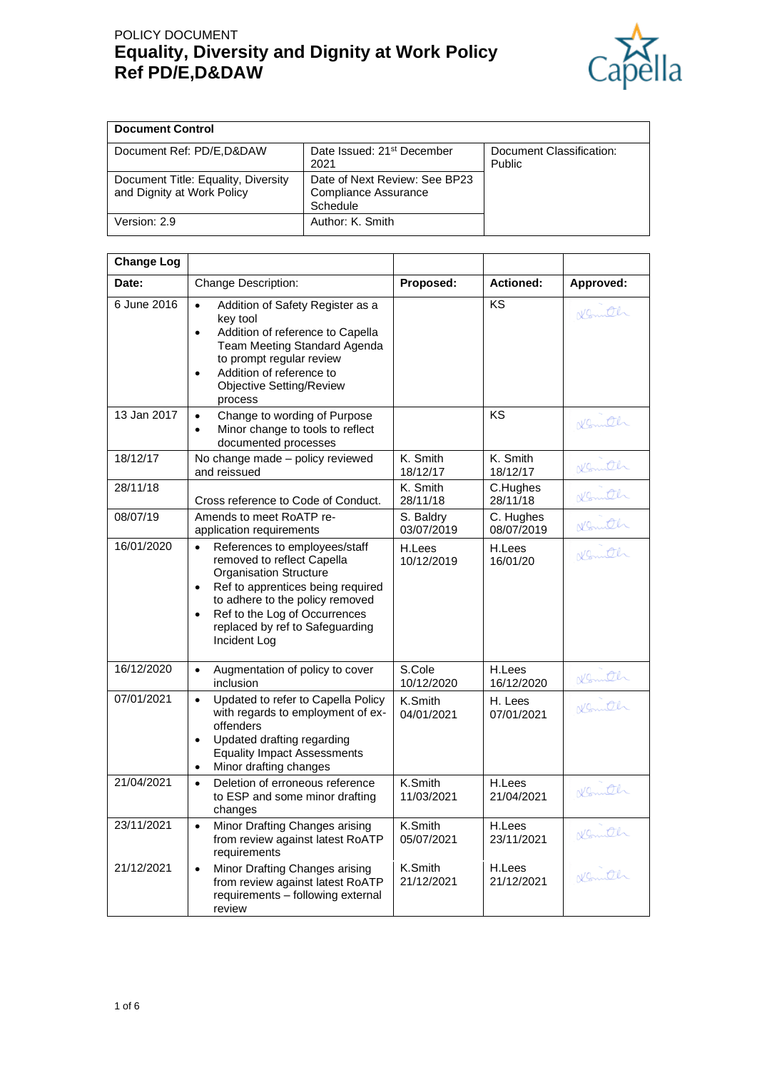POLICY DOCUMENT

# Equality, Diversity and Dignity at Work Policy
# Ref PD/E,D&DAW

| Document Control | | |
|---|---|---|
| Document Ref: PD/E,D&DAW | Date Issued: 21st December 2021 | Document Classification: Public |
| Document Title: Equality, Diversity and Dignity at Work Policy | Date of Next Review: See BP23 Compliance Assurance Schedule | |
| Version: 2.9 | Author: K. Smith | |

| Change Log | | | | |
|---|---|---|---|---|
| **Date:** | Change Description: | **Proposed:** | **Actioned:** | **Approved:** |
| 6 June 2016 | • Addition of Safety Register as a key tool<br>• Addition of reference to Capella Team Meeting Standard Agenda to prompt regular review<br>• Addition of reference to Objective Setting/Review process | | KS | KSmith |
| 13 Jan 2017 | • Change to wording of Purpose<br>• Minor change to tools to reflect documented processes | | KS | KSmith |
| 18/12/17 | No change made – policy reviewed and reissued | K. Smith 18/12/17 | K. Smith 18/12/17 | KSmith |
| 28/11/18 | Cross reference to Code of Conduct. | K. Smith 28/11/18 | C.Hughes 28/11/18 | KSmith |
| 08/07/19 | Amends to meet RoATP re-application requirements | S. Baldry 03/07/2019 | C. Hughes 08/07/2019 | KSmith |
| 16/01/2020 | • References to employees/staff removed to reflect Capella Organisation Structure<br>• Ref to apprentices being required to adhere to the policy removed<br>• Ref to the Log of Occurrences replaced by ref to Safeguarding Incident Log | H.Lees 10/12/2019 | H.Lees 16/01/20 | KSmith |
| 16/12/2020 | • Augmentation of policy to cover inclusion | S.Cole 10/12/2020 | H.Lees 16/12/2020 | KSmith |
| 07/01/2021 | • Updated to refer to Capella Policy with regards to employment of ex-offenders<br>• Updated drafting regarding Equality Impact Assessments<br>• Minor drafting changes | K.Smith 04/01/2021 | H. Lees 07/01/2021 | KSmith |
| 21/04/2021 | • Deletion of erroneous reference to ESP and some minor drafting changes | K.Smith 11/03/2021 | H.Lees 21/04/2021 | KSmith |
| 23/11/2021 | • Minor Drafting Changes arising from review against latest RoATP requirements | K.Smith 05/07/2021 | H.Lees 23/11/2021 | KSmith |
| 21/12/2021 | • Minor Drafting Changes arising from review against latest RoATP requirements – following external review | K.Smith 21/12/2021 | H.Lees 21/12/2021 | KSmith |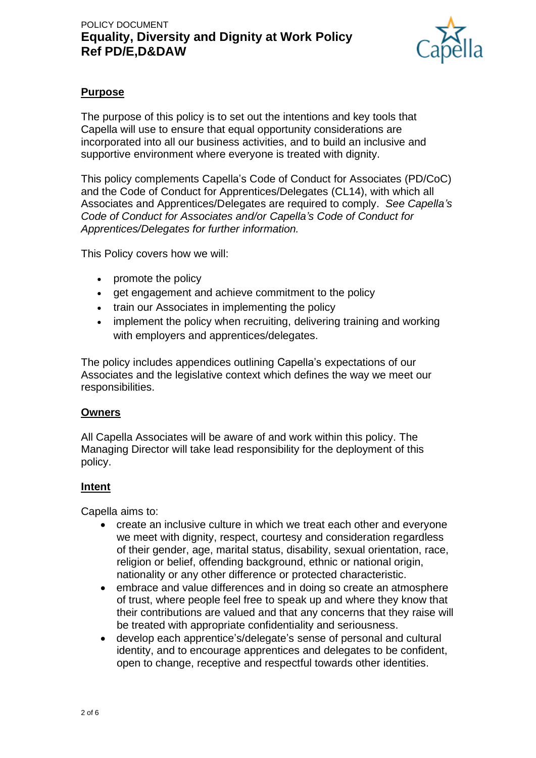## Purpose

The purpose of this policy is to set out the intentions and key tools that Capella will use to ensure that equal opportunity considerations are incorporated into all our business activities, and to build an inclusive and supportive environment where everyone is treated with dignity.

This policy complements Capella's Code of Conduct for Associates (PD/CoC) and the Code of Conduct for Apprentices/Delegates (CL14), with which all Associates and Apprentices/Delegates are required to comply. *See Capella's Code of Conduct for Associates and/or Capella's Code of Conduct for Apprentices/Delegates for further information.*

This Policy covers how we will:

- promote the policy
- get engagement and achieve commitment to the policy
- train our Associates in implementing the policy
- implement the policy when recruiting, delivering training and working with employers and apprentices/delegates.

The policy includes appendices outlining Capella's expectations of our Associates and the legislative context which defines the way we meet our responsibilities.

## Owners

All Capella Associates will be aware of and work within this policy. The Managing Director will take lead responsibility for the deployment of this policy.

## Intent

Capella aims to:

- create an inclusive culture in which we treat each other and everyone we meet with dignity, respect, courtesy and consideration regardless of their gender, age, marital status, disability, sexual orientation, race, religion or belief, offending background, ethnic or national origin, nationality or any other difference or protected characteristic.
- embrace and value differences and in doing so create an atmosphere of trust, where people feel free to speak up and where they know that their contributions are valued and that any concerns that they raise will be treated with appropriate confidentiality and seriousness.
- develop each apprentice's/delegate's sense of personal and cultural identity, and to encourage apprentices and delegates to be confident, open to change, receptive and respectful towards other identities.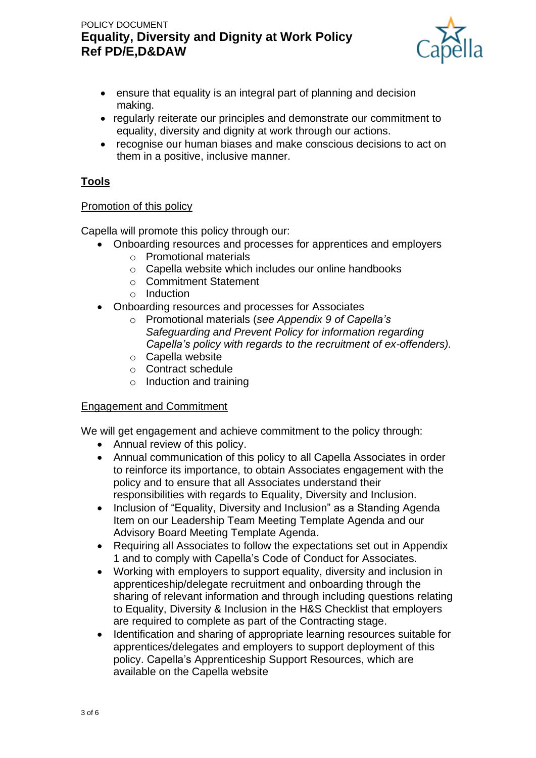- ensure that equality is an integral part of planning and decision making.
- regularly reiterate our principles and demonstrate our commitment to equality, diversity and dignity at work through our actions.
- recognise our human biases and make conscious decisions to act on them in a positive, inclusive manner.

## Tools

### Promotion of this policy

Capella will promote this policy through our:

- Onboarding resources and processes for apprentices and employers
  - Promotional materials
  - Capella website which includes our online handbooks
  - Commitment Statement
  - Induction
- Onboarding resources and processes for Associates
  - Promotional materials (*see Appendix 9 of Capella's Safeguarding and Prevent Policy for information regarding Capella's policy with regards to the recruitment of ex-offenders).*
  - Capella website
  - Contract schedule
  - Induction and training

### Engagement and Commitment

We will get engagement and achieve commitment to the policy through:

- Annual review of this policy.
- Annual communication of this policy to all Capella Associates in order to reinforce its importance, to obtain Associates engagement with the policy and to ensure that all Associates understand their responsibilities with regards to Equality, Diversity and Inclusion.
- Inclusion of "Equality, Diversity and Inclusion" as a Standing Agenda Item on our Leadership Team Meeting Template Agenda and our Advisory Board Meeting Template Agenda.
- Requiring all Associates to follow the expectations set out in Appendix 1 and to comply with Capella's Code of Conduct for Associates.
- Working with employers to support equality, diversity and inclusion in apprenticeship/delegate recruitment and onboarding through the sharing of relevant information and through including questions relating to Equality, Diversity & Inclusion in the H&S Checklist that employers are required to complete as part of the Contracting stage.
- Identification and sharing of appropriate learning resources suitable for apprentices/delegates and employers to support deployment of this policy. Capella's Apprenticeship Support Resources, which are available on the Capella website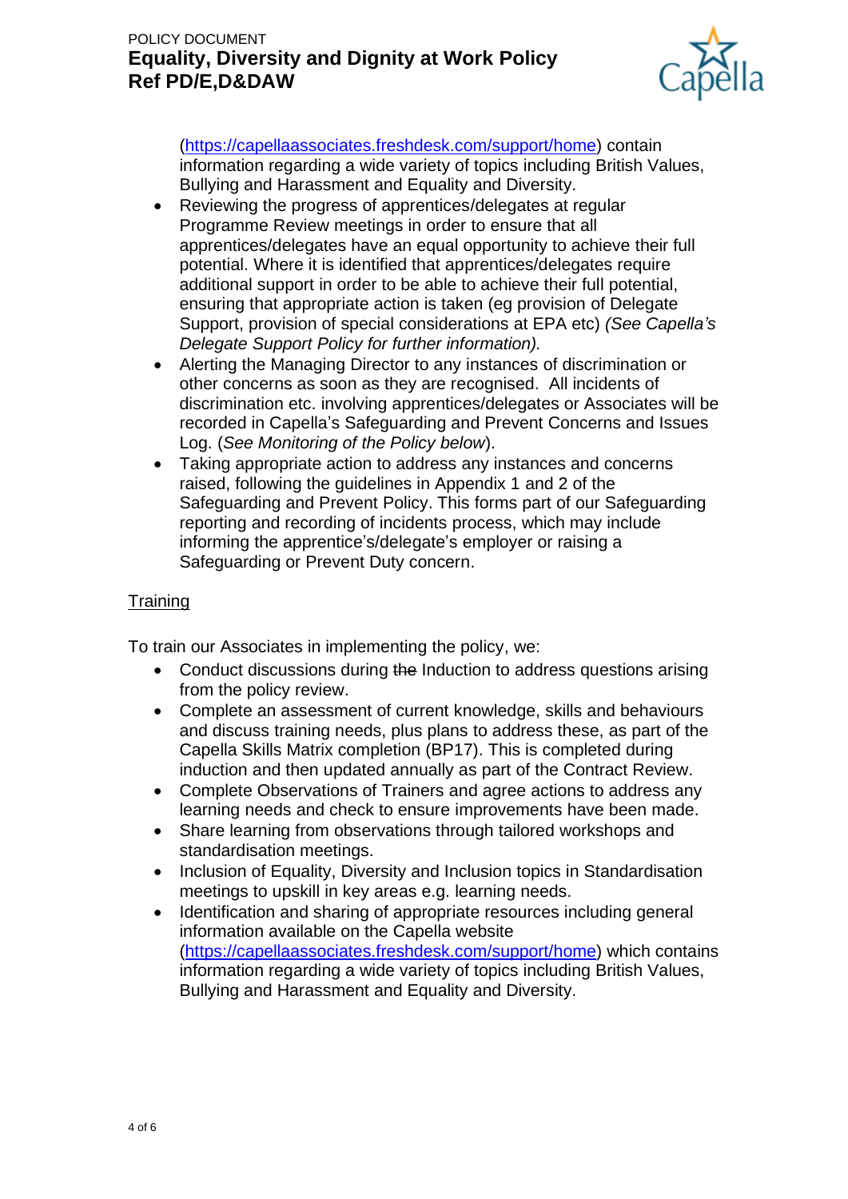(https://capellaassociates.freshdesk.com/support/home) contain information regarding a wide variety of topics including British Values, Bullying and Harassment and Equality and Diversity.

- Reviewing the progress of apprentices/delegates at regular Programme Review meetings in order to ensure that all apprentices/delegates have an equal opportunity to achieve their full potential. Where it is identified that apprentices/delegates require additional support in order to be able to achieve their full potential, ensuring that appropriate action is taken (eg provision of Delegate Support, provision of special considerations at EPA etc) *(See Capella's Delegate Support Policy for further information).*
- Alerting the Managing Director to any instances of discrimination or other concerns as soon as they are recognised. All incidents of discrimination etc. involving apprentices/delegates or Associates will be recorded in Capella's Safeguarding and Prevent Concerns and Issues Log. (*See Monitoring of the Policy below*).
- Taking appropriate action to address any instances and concerns raised, following the guidelines in Appendix 1 and 2 of the Safeguarding and Prevent Policy. This forms part of our Safeguarding reporting and recording of incidents process, which may include informing the apprentice's/delegate's employer or raising a Safeguarding or Prevent Duty concern.

<u>Training</u>

To train our Associates in implementing the policy, we:

- Conduct discussions during ~~the~~ Induction to address questions arising from the policy review.
- Complete an assessment of current knowledge, skills and behaviours and discuss training needs, plus plans to address these, as part of the Capella Skills Matrix completion (BP17). This is completed during induction and then updated annually as part of the Contract Review.
- Complete Observations of Trainers and agree actions to address any learning needs and check to ensure improvements have been made.
- Share learning from observations through tailored workshops and standardisation meetings.
- Inclusion of Equality, Diversity and Inclusion topics in Standardisation meetings to upskill in key areas e.g. learning needs.
- Identification and sharing of appropriate resources including general information available on the Capella website (https://capellaassociates.freshdesk.com/support/home) which contains information regarding a wide variety of topics including British Values, Bullying and Harassment and Equality and Diversity.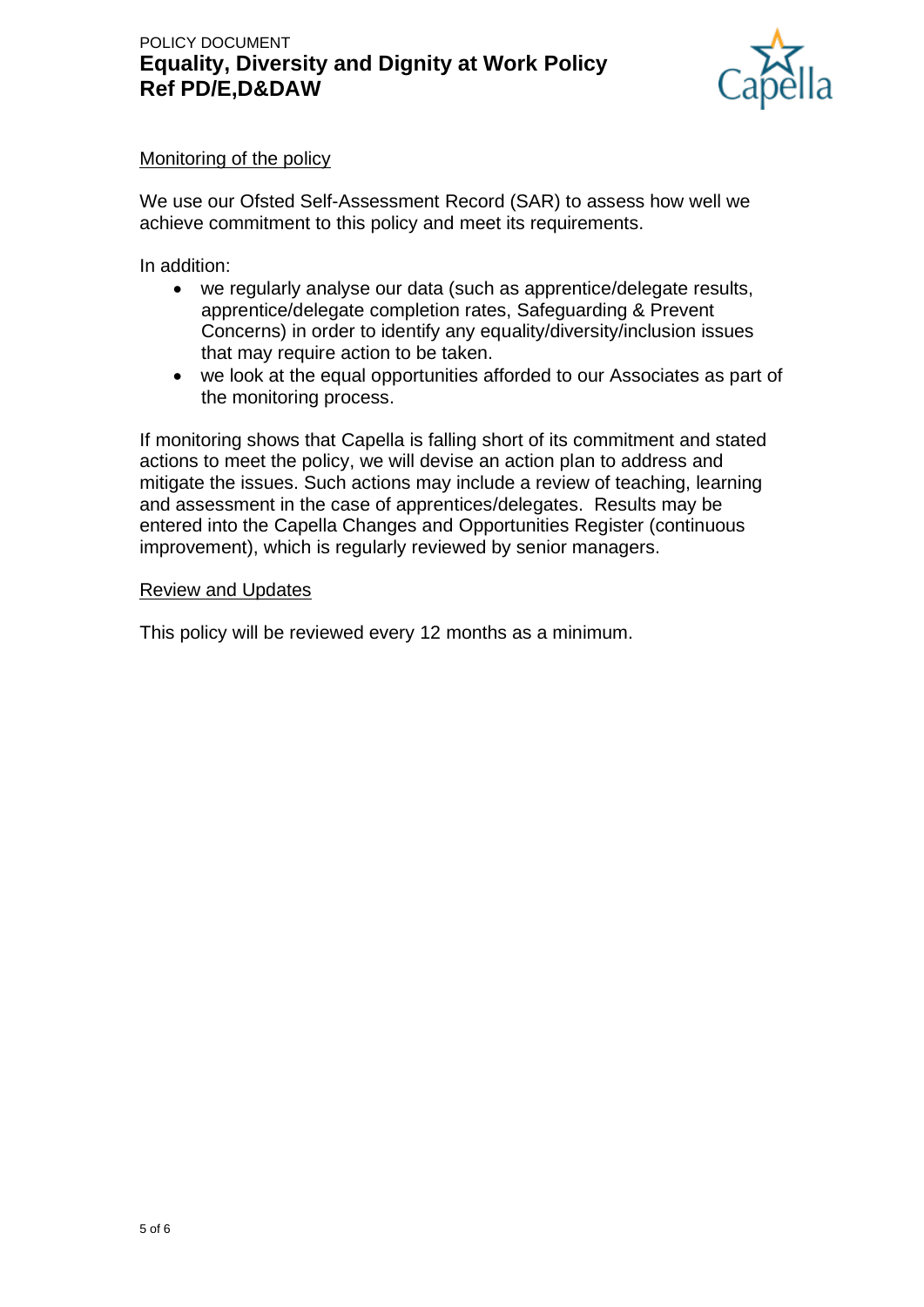## Monitoring of the policy

We use our Ofsted Self-Assessment Record (SAR) to assess how well we achieve commitment to this policy and meet its requirements.

In addition:

- we regularly analyse our data (such as apprentice/delegate results, apprentice/delegate completion rates, Safeguarding & Prevent Concerns) in order to identify any equality/diversity/inclusion issues that may require action to be taken.
- we look at the equal opportunities afforded to our Associates as part of the monitoring process.

If monitoring shows that Capella is falling short of its commitment and stated actions to meet the policy, we will devise an action plan to address and mitigate the issues. Such actions may include a review of teaching, learning and assessment in the case of apprentices/delegates. Results may be entered into the Capella Changes and Opportunities Register (continuous improvement), which is regularly reviewed by senior managers.

## Review and Updates

This policy will be reviewed every 12 months as a minimum.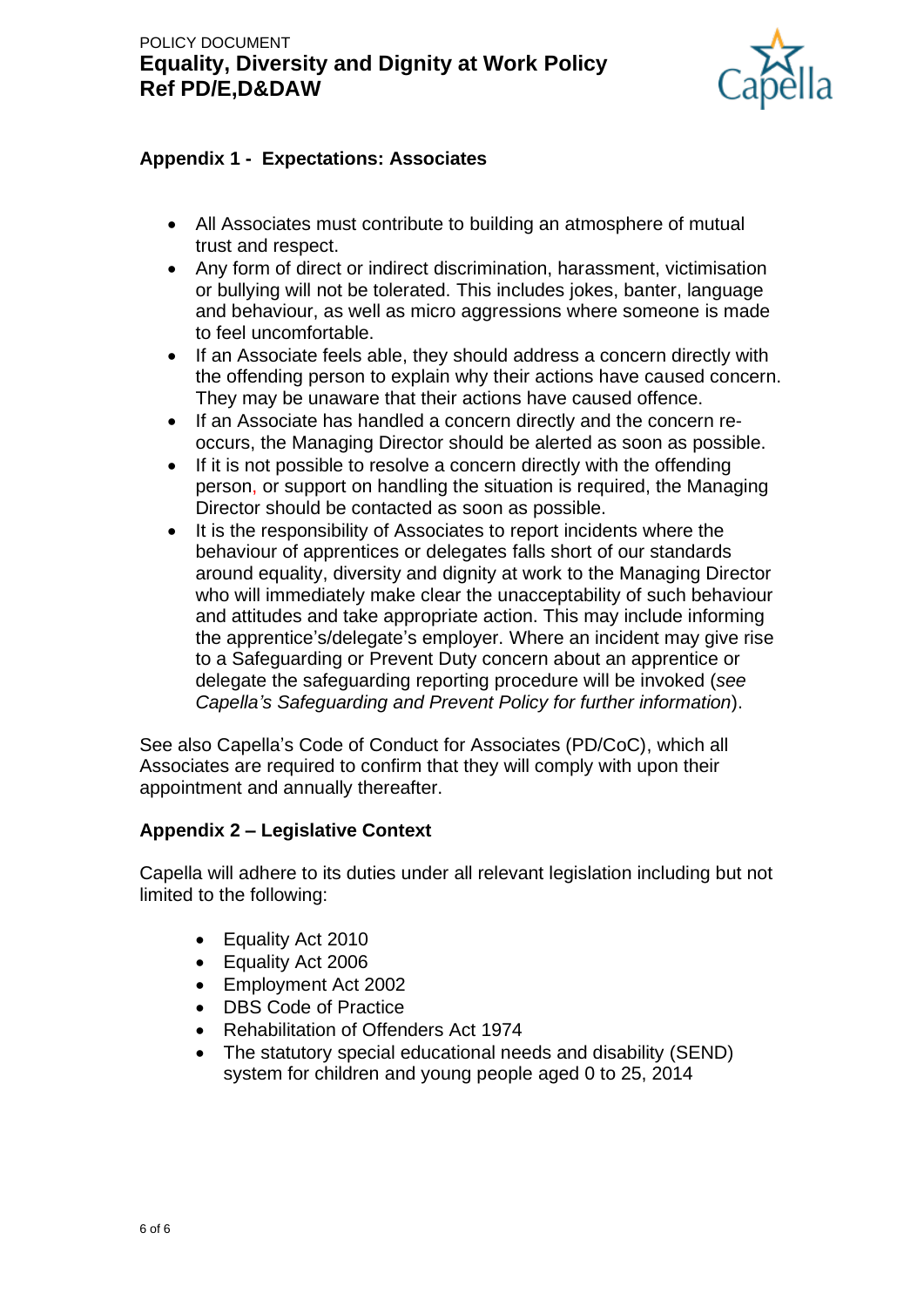## Appendix 1 - Expectations: Associates

- All Associates must contribute to building an atmosphere of mutual trust and respect.
- Any form of direct or indirect discrimination, harassment, victimisation or bullying will not be tolerated. This includes jokes, banter, language and behaviour, as well as micro aggressions where someone is made to feel uncomfortable.
- If an Associate feels able, they should address a concern directly with the offending person to explain why their actions have caused concern. They may be unaware that their actions have caused offence.
- If an Associate has handled a concern directly and the concern re-occurs, the Managing Director should be alerted as soon as possible.
- If it is not possible to resolve a concern directly with the offending person, or support on handling the situation is required, the Managing Director should be contacted as soon as possible.
- It is the responsibility of Associates to report incidents where the behaviour of apprentices or delegates falls short of our standards around equality, diversity and dignity at work to the Managing Director who will immediately make clear the unacceptability of such behaviour and attitudes and take appropriate action. This may include informing the apprentice's/delegate's employer. Where an incident may give rise to a Safeguarding or Prevent Duty concern about an apprentice or delegate the safeguarding reporting procedure will be invoked (*see Capella's Safeguarding and Prevent Policy for further information*).

See also Capella's Code of Conduct for Associates (PD/CoC), which all Associates are required to confirm that they will comply with upon their appointment and annually thereafter.

## Appendix 2 – Legislative Context

Capella will adhere to its duties under all relevant legislation including but not limited to the following:

- Equality Act 2010
- Equality Act 2006
- Employment Act 2002
- DBS Code of Practice
- Rehabilitation of Offenders Act 1974
- The statutory special educational needs and disability (SEND) system for children and young people aged 0 to 25, 2014